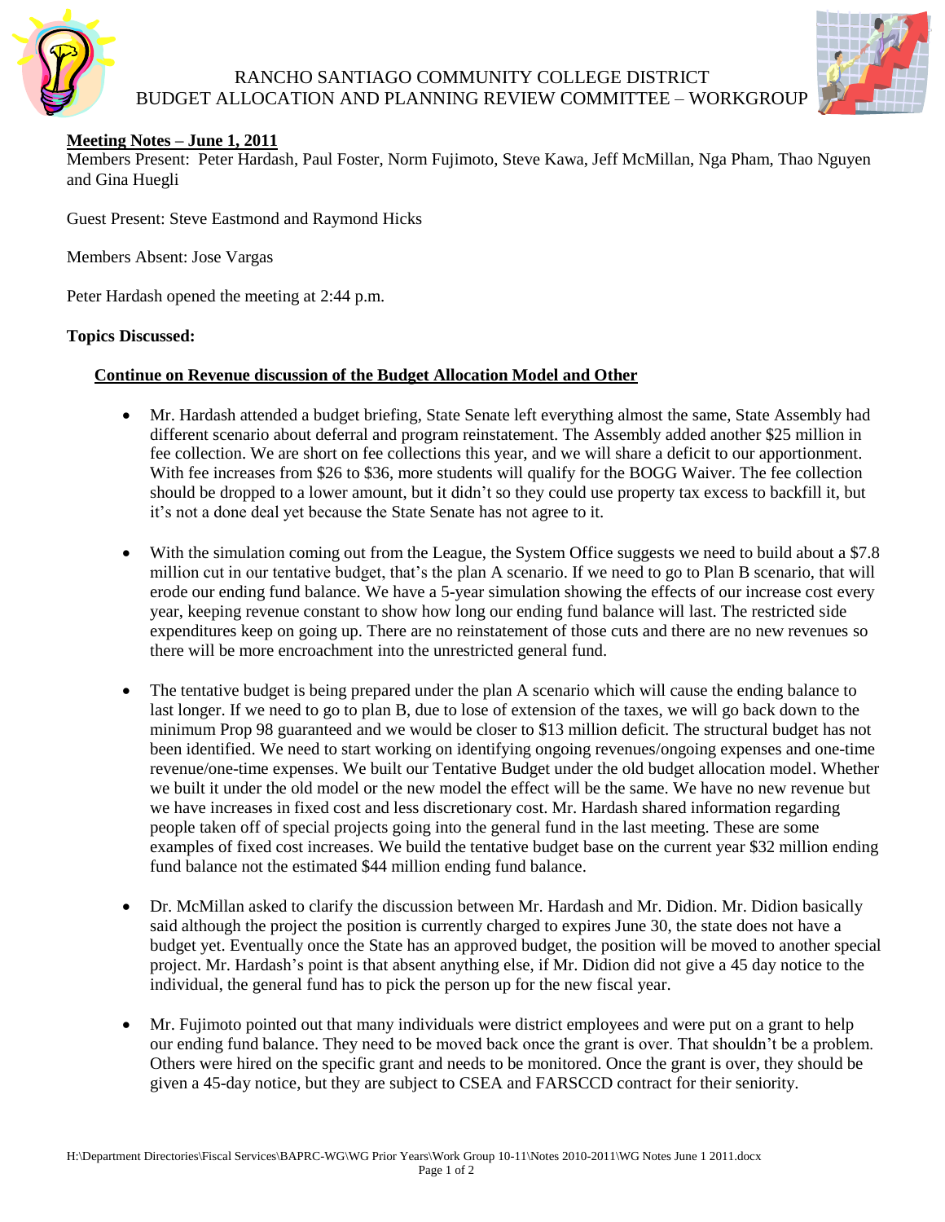RANCHO SANTIAGO COMMUNITY COLLEGE DISTRICT
BUDGET ALLOCATION AND PLANNING REVIEW COMMITTEE – WORKGROUP

**Meeting Notes – June 1, 2011**

Members Present: Peter Hardash, Paul Foster, Norm Fujimoto, Steve Kawa, Jeff McMillan, Nga Pham, Thao Nguyen and Gina Huegli

Guest Present: Steve Eastmond and Raymond Hicks

Members Absent: Jose Vargas

Peter Hardash opened the meeting at 2:44 p.m.

**Topics Discussed:**

**Continue on Revenue discussion of the Budget Allocation Model and Other**

- Mr. Hardash attended a budget briefing, State Senate left everything almost the same, State Assembly had different scenario about deferral and program reinstatement. The Assembly added another $25 million in fee collection. We are short on fee collections this year, and we will share a deficit to our apportionment. With fee increases from $26 to $36, more students will qualify for the BOGG Waiver. The fee collection should be dropped to a lower amount, but it didn't so they could use property tax excess to backfill it, but it's not a done deal yet because the State Senate has not agree to it.

- With the simulation coming out from the League, the System Office suggests we need to build about a $7.8 million cut in our tentative budget, that's the plan A scenario. If we need to go to Plan B scenario, that will erode our ending fund balance. We have a 5-year simulation showing the effects of our increase cost every year, keeping revenue constant to show how long our ending fund balance will last. The restricted side expenditures keep on going up. There are no reinstatement of those cuts and there are no new revenues so there will be more encroachment into the unrestricted general fund.

- The tentative budget is being prepared under the plan A scenario which will cause the ending balance to last longer. If we need to go to plan B, due to lose of extension of the taxes, we will go back down to the minimum Prop 98 guaranteed and we would be closer to $13 million deficit. The structural budget has not been identified. We need to start working on identifying ongoing revenues/ongoing expenses and one-time revenue/one-time expenses. We built our Tentative Budget under the old budget allocation model. Whether we built it under the old model or the new model the effect will be the same. We have no new revenue but we have increases in fixed cost and less discretionary cost. Mr. Hardash shared information regarding people taken off of special projects going into the general fund in the last meeting. These are some examples of fixed cost increases. We build the tentative budget base on the current year $32 million ending fund balance not the estimated $44 million ending fund balance.

- Dr. McMillan asked to clarify the discussion between Mr. Hardash and Mr. Didion. Mr. Didion basically said although the project the position is currently charged to expires June 30, the state does not have a budget yet. Eventually once the State has an approved budget, the position will be moved to another special project. Mr. Hardash's point is that absent anything else, if Mr. Didion did not give a 45 day notice to the individual, the general fund has to pick the person up for the new fiscal year.

- Mr. Fujimoto pointed out that many individuals were district employees and were put on a grant to help our ending fund balance. They need to be moved back once the grant is over. That shouldn't be a problem. Others were hired on the specific grant and needs to be monitored. Once the grant is over, they should be given a 45-day notice, but they are subject to CSEA and FARSCCD contract for their seniority.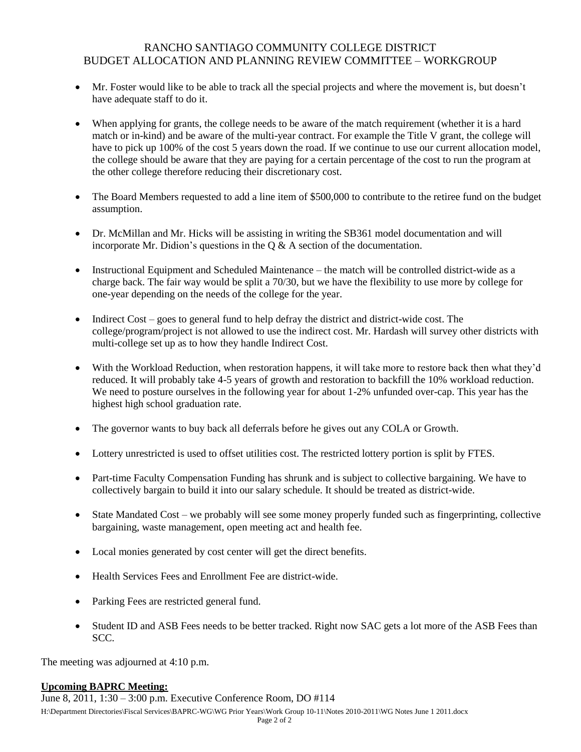- Mr. Foster would like to be able to track all the special projects and where the movement is, but doesn't have adequate staff to do it.

- When applying for grants, the college needs to be aware of the match requirement (whether it is a hard match or in-kind) and be aware of the multi-year contract. For example the Title V grant, the college will have to pick up 100% of the cost 5 years down the road. If we continue to use our current allocation model, the college should be aware that they are paying for a certain percentage of the cost to run the program at the other college therefore reducing their discretionary cost.

- The Board Members requested to add a line item of $500,000 to contribute to the retiree fund on the budget assumption.

- Dr. McMillan and Mr. Hicks will be assisting in writing the SB361 model documentation and will incorporate Mr. Didion's questions in the Q & A section of the documentation.

- Instructional Equipment and Scheduled Maintenance – the match will be controlled district-wide as a charge back. The fair way would be split a 70/30, but we have the flexibility to use more by college for one-year depending on the needs of the college for the year.

- Indirect Cost – goes to general fund to help defray the district and district-wide cost. The college/program/project is not allowed to use the indirect cost. Mr. Hardash will survey other districts with multi-college set up as to how they handle Indirect Cost.

- With the Workload Reduction, when restoration happens, it will take more to restore back then what they'd reduced. It will probably take 4-5 years of growth and restoration to backfill the 10% workload reduction. We need to posture ourselves in the following year for about 1-2% unfunded over-cap. This year has the highest high school graduation rate.

- The governor wants to buy back all deferrals before he gives out any COLA or Growth.

- Lottery unrestricted is used to offset utilities cost. The restricted lottery portion is split by FTES.

- Part-time Faculty Compensation Funding has shrunk and is subject to collective bargaining. We have to collectively bargain to build it into our salary schedule. It should be treated as district-wide.

- State Mandated Cost – we probably will see some money properly funded such as fingerprinting, collective bargaining, waste management, open meeting act and health fee.

- Local monies generated by cost center will get the direct benefits.

- Health Services Fees and Enrollment Fee are district-wide.

- Parking Fees are restricted general fund.

- Student ID and ASB Fees needs to be better tracked. Right now SAC gets a lot more of the ASB Fees than SCC.

The meeting was adjourned at 4:10 p.m.

**Upcoming BAPRC Meeting:**

June 8, 2011, 1:30 – 3:00 p.m. Executive Conference Room, DO #114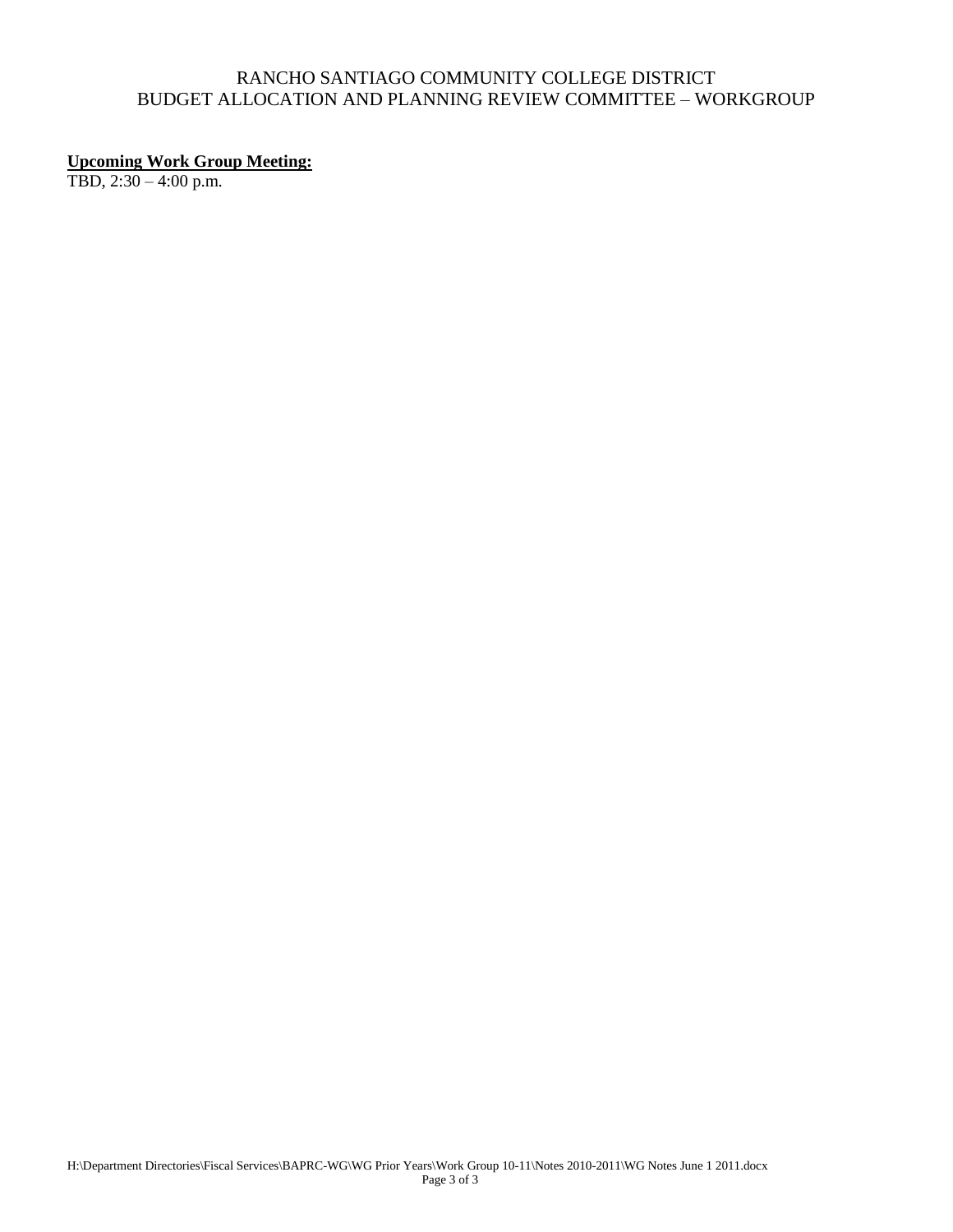**Upcoming Work Group Meeting:**

TBD, 2:30 – 4:00 p.m.